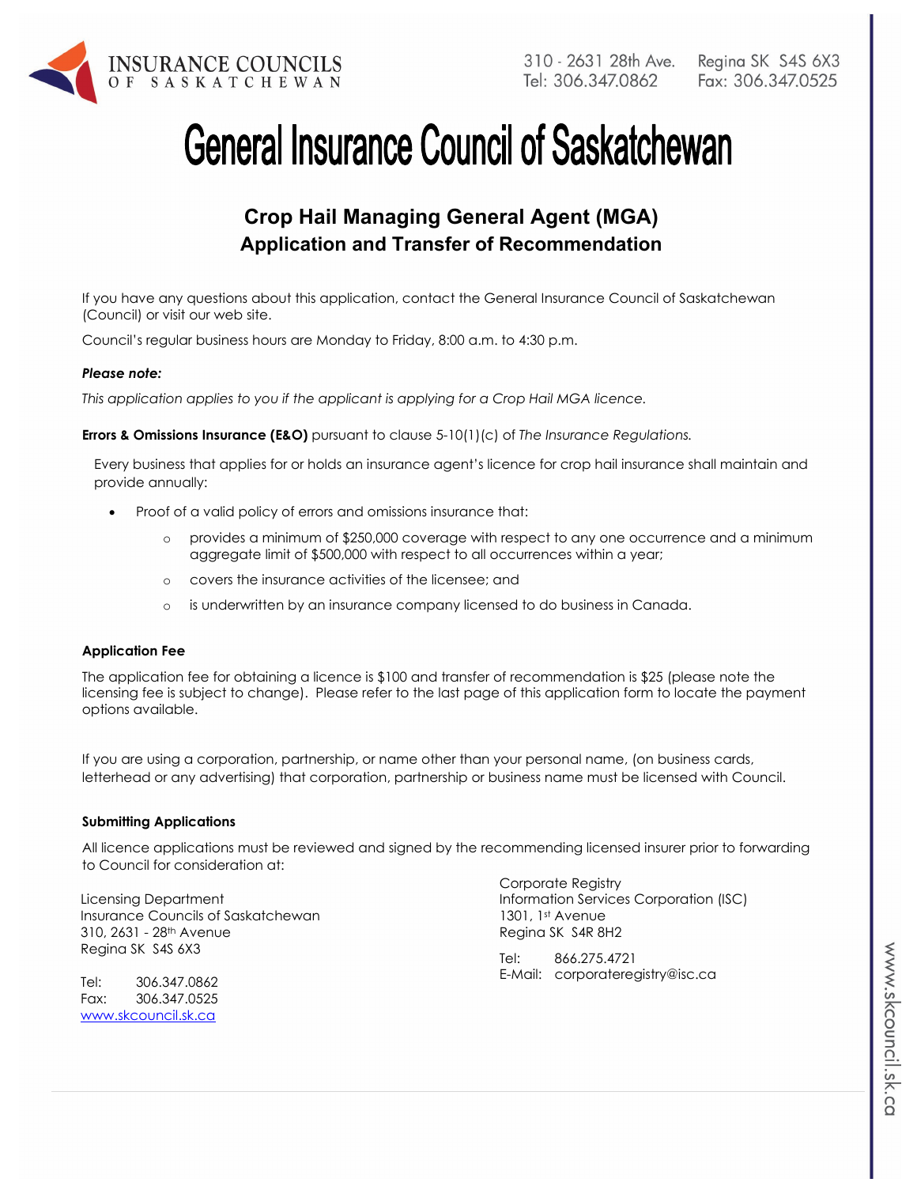INSURANCE COUNCILS OF SASKATCHEWAN

310 - 2631 28th Ave. Regina SK S4S 6X3
Tel: 306.347.0862 Fax: 306.347.0525

# General Insurance Council of Saskatchewan

## Crop Hail Managing General Agent (MGA) Application and Transfer of Recommendation

If you have any questions about this application, contact the General Insurance Council of Saskatchewan (Council) or visit our web site.

Council's regular business hours are Monday to Friday, 8:00 a.m. to 4:30 p.m.

***Please note:***

*This application applies to you if the applicant is applying for a Crop Hail MGA licence.*

**Errors & Omissions Insurance (E&O)** pursuant to clause 5-10(1)(c) of *The Insurance Regulations.*

Every business that applies for or holds an insurance agent's licence for crop hail insurance shall maintain and provide annually:

- Proof of a valid policy of errors and omissions insurance that:
  - provides a minimum of $250,000 coverage with respect to any one occurrence and a minimum aggregate limit of $500,000 with respect to all occurrences within a year;
  - covers the insurance activities of the licensee; and
  - is underwritten by an insurance company licensed to do business in Canada.

**Application Fee**

The application fee for obtaining a licence is $100 and transfer of recommendation is $25 (please note the licensing fee is subject to change). Please refer to the last page of this application form to locate the payment options available.

If you are using a corporation, partnership, or name other than your personal name, (on business cards, letterhead or any advertising) that corporation, partnership or business name must be licensed with Council.

**Submitting Applications**

All licence applications must be reviewed and signed by the recommending licensed insurer prior to forwarding to Council for consideration at:

Licensing Department
Insurance Councils of Saskatchewan
310, 2631 - 28th Avenue
Regina SK S4S 6X3

Tel: 306.347.0862
Fax: 306.347.0525
www.skcouncil.sk.ca

Corporate Registry
Information Services Corporation (ISC)
1301, 1st Avenue
Regina SK S4R 8H2

Tel: 866.275.4721
E-Mail: corporateregistry@isc.ca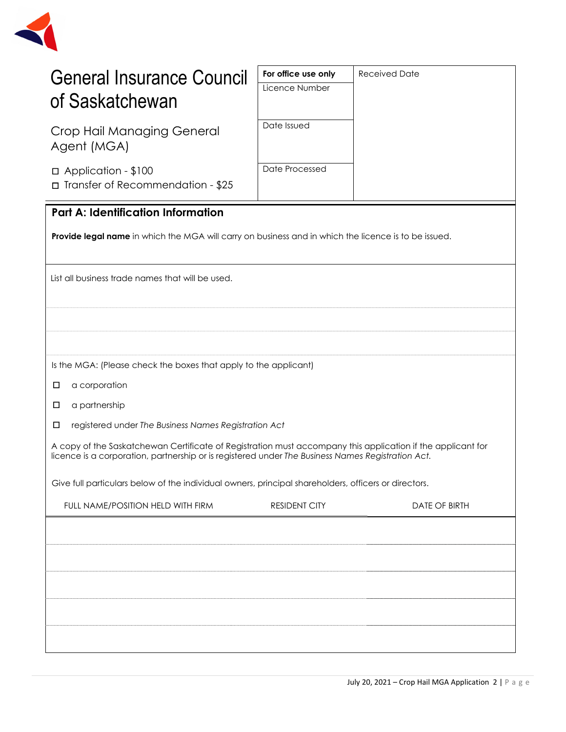# General Insurance Council of Saskatchewan

## Crop Hail Managing General Agent (MGA)

☐ Application - $100
☐ Transfer of Recommendation - $25

| For office use only | Received Date |
|---|---|
| Licence Number | |
| Date Issued | |
| Date Processed | |

## Part A: Identification Information

**Provide legal name** in which the MGA will carry on business and in which the licence is to be issued.

List all business trade names that will be used.

Is the MGA: (Please check the boxes that apply to the applicant)

☐ a corporation

☐ a partnership

☐ registered under *The Business Names Registration Act*

A copy of the Saskatchewan Certificate of Registration must accompany this application if the applicant for licence is a corporation, partnership or is registered under *The Business Names Registration Act.*

Give full particulars below of the individual owners, principal shareholders, officers or directors.

| FULL NAME/POSITION HELD WITH FIRM | RESIDENT CITY | DATE OF BIRTH |
|---|---|---|
| | | |
| | | |
| | | |
| | | |
| | | |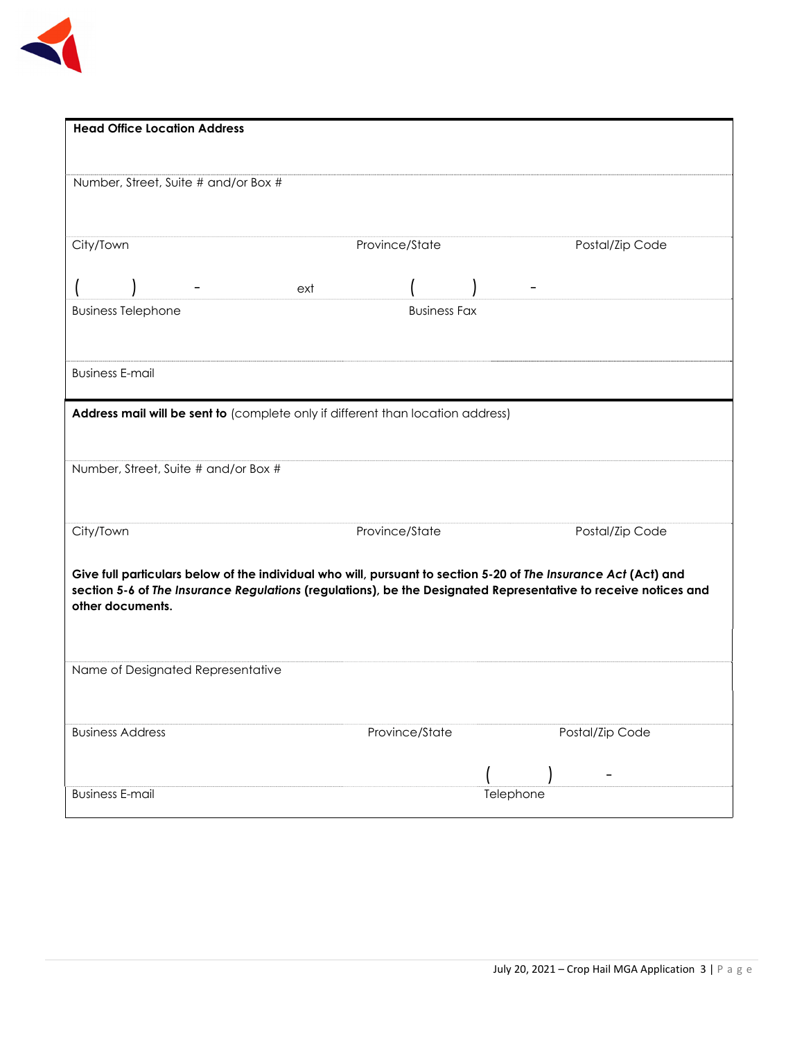**Head Office Location Address**

Number, Street, Suite # and/or Box #

City/Town | Province/State | Postal/Zip Code

(     )     -     ext     (     )     -

Business Telephone | Business Fax

Business E-mail

**Address mail will be sent to** (complete only if different than location address)

Number, Street, Suite # and/or Box #

City/Town | Province/State | Postal/Zip Code

**Give full particulars below of the individual who will, pursuant to section 5-20 of *The Insurance Act* (Act) and section 5-6 of *The Insurance Regulations* (regulations), be the Designated Representative to receive notices and other documents.**

Name of Designated Representative

Business Address | Province/State | Postal/Zip Code

(     )     -

Business E-mail | Telephone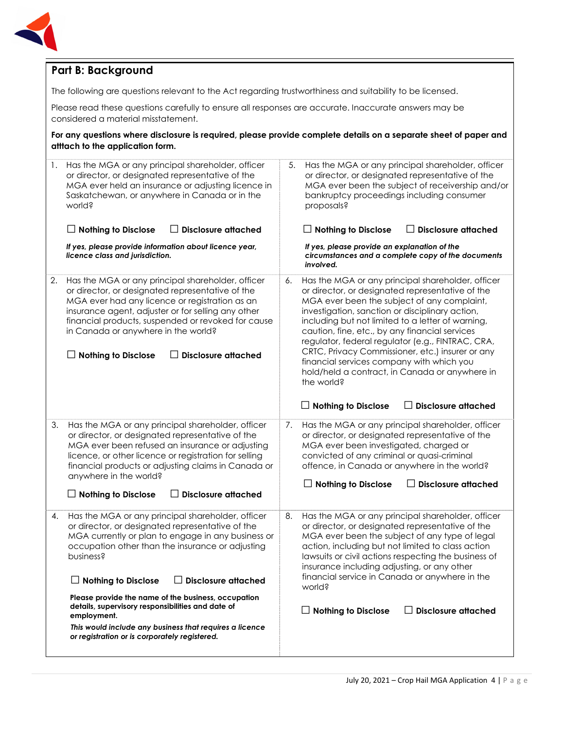## Part B: Background

The following are questions relevant to the Act regarding trustworthiness and suitability to be licensed.

Please read these questions carefully to ensure all responses are accurate. Inaccurate answers may be considered a material misstatement.

**For any questions where disclosure is required, please provide complete details on a separate sheet of paper and atttach to the application form.**

1. Has the MGA or any principal shareholder, officer or director, or designated representative of the MGA ever held an insurance or adjusting licence in Saskatchewan, or anywhere in Canada or in the world?

   ☐ **Nothing to Disclose** ☐ **Disclosure attached**

   ***If yes, please provide information about licence year, licence class and jurisdiction.***

2. Has the MGA or any principal shareholder, officer or director, or designated representative of the MGA ever had any licence or registration as an insurance agent, adjuster or for selling any other financial products, suspended or revoked for cause in Canada or anywhere in the world?

   ☐ **Nothing to Disclose** ☐ **Disclosure attached**

3. Has the MGA or any principal shareholder, officer or director, or designated representative of the MGA ever been refused an insurance or adjusting licence, or other licence or registration for selling financial products or adjusting claims in Canada or anywhere in the world?

   ☐ **Nothing to Disclose** ☐ **Disclosure attached**

4. Has the MGA or any principal shareholder, officer or director, or designated representative of the MGA currently or plan to engage in any business or occupation other than the insurance or adjusting business?

   ☐ **Nothing to Disclose** ☐ **Disclosure attached**

   **Please provide the name of the business, occupation details, supervisory responsibilities and date of employment.**

   ***This would include any business that requires a licence or registration or is corporately registered.***

5. Has the MGA or any principal shareholder, officer or director, or designated representative of the MGA ever been the subject of receivership and/or bankruptcy proceedings including consumer proposals?

   ☐ **Nothing to Disclose** ☐ **Disclosure attached**

   ***If yes, please provide an explanation of the circumstances and a complete copy of the documents involved.***

6. Has the MGA or any principal shareholder, officer or director, or designated representative of the MGA ever been the subject of any complaint, investigation, sanction or disciplinary action, including but not limited to a letter of warning, caution, fine, etc., by any financial services regulator, federal regulator (e.g., FINTRAC, CRA, CRTC, Privacy Commissioner, etc.) insurer or any financial services company with which you hold/held a contract, in Canada or anywhere in the world?

   ☐ **Nothing to Disclose** ☐ **Disclosure attached**

7. Has the MGA or any principal shareholder, officer or director, or designated representative of the MGA ever been investigated, charged or convicted of any criminal or quasi-criminal offence, in Canada or anywhere in the world?

   ☐ **Nothing to Disclose** ☐ **Disclosure attached**

8. Has the MGA or any principal shareholder, officer or director, or designated representative of the MGA ever been the subject of any type of legal action, including but not limited to class action lawsuits or civil actions respecting the business of insurance including adjusting, or any other financial service in Canada or anywhere in the world?

   ☐ **Nothing to Disclose** ☐ **Disclosure attached**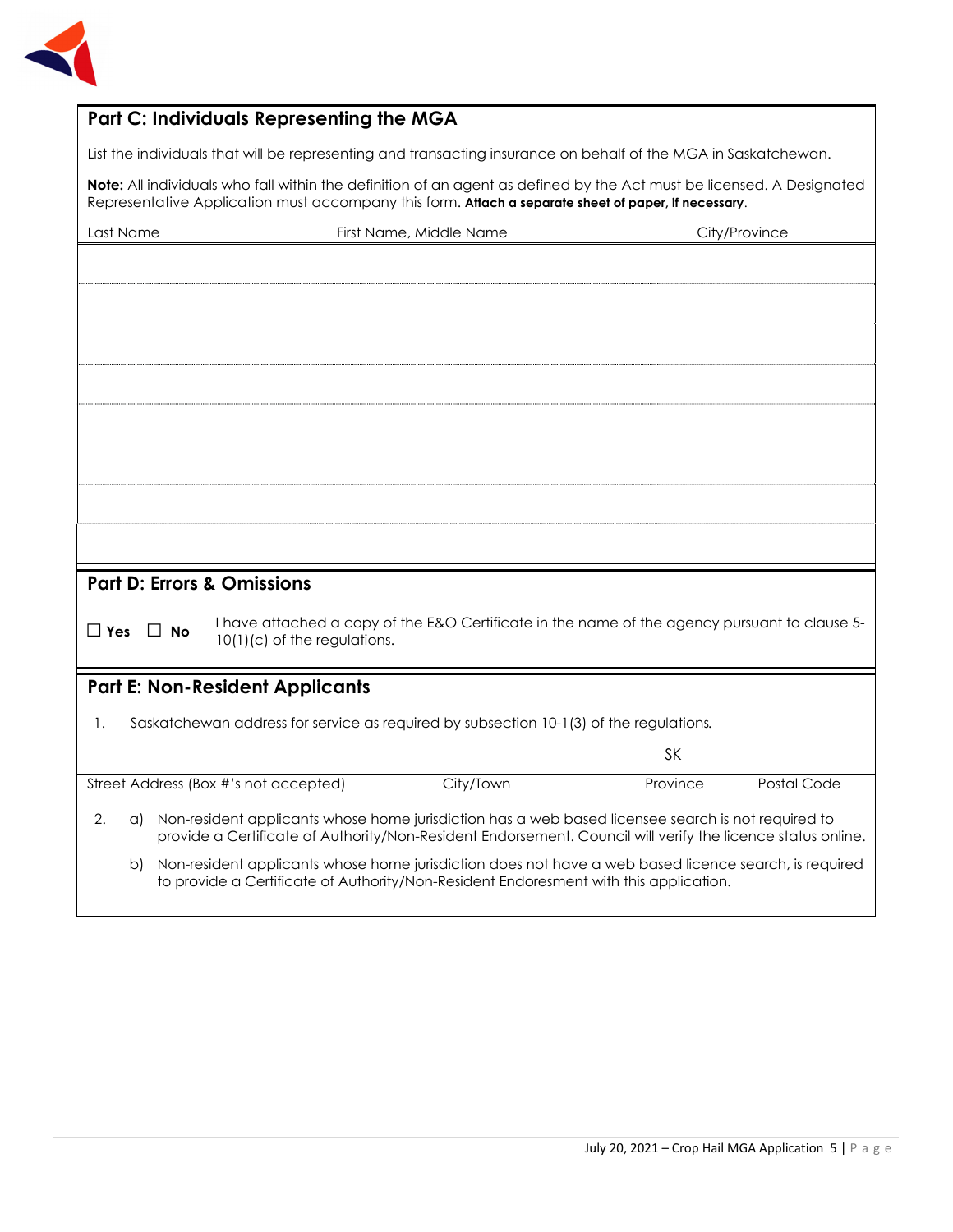## Part C: Individuals Representing the MGA

List the individuals that will be representing and transacting insurance on behalf of the MGA in Saskatchewan.

**Note:** All individuals who fall within the definition of an agent as defined by the Act must be licensed. A Designated Representative Application must accompany this form. **Attach a separate sheet of paper, if necessary**.

| Last Name | First Name, Middle Name | City/Province |
|---|---|---|
| | | |
| | | |
| | | |
| | | |
| | | |
| | | |
| | | |
| | | |

## Part D: Errors & Omissions

☐ **Yes** ☐ **No** I have attached a copy of the E&O Certificate in the name of the agency pursuant to clause 5-10(1)(c) of the regulations.

## Part E: Non-Resident Applicants

1. Saskatchewan address for service as required by subsection 10-1(3) of the regulations.

| Street Address (Box #'s not accepted) | City/Town | Province | Postal Code |
|---|---|---|---|
| | | SK | |

2. a) Non-resident applicants whose home jurisdiction has a web based licensee search is not required to provide a Certificate of Authority/Non-Resident Endorsement. Council will verify the licence status online.

   b) Non-resident applicants whose home jurisdiction does not have a web based licence search, is required to provide a Certificate of Authority/Non-Resident Endorsement with this application.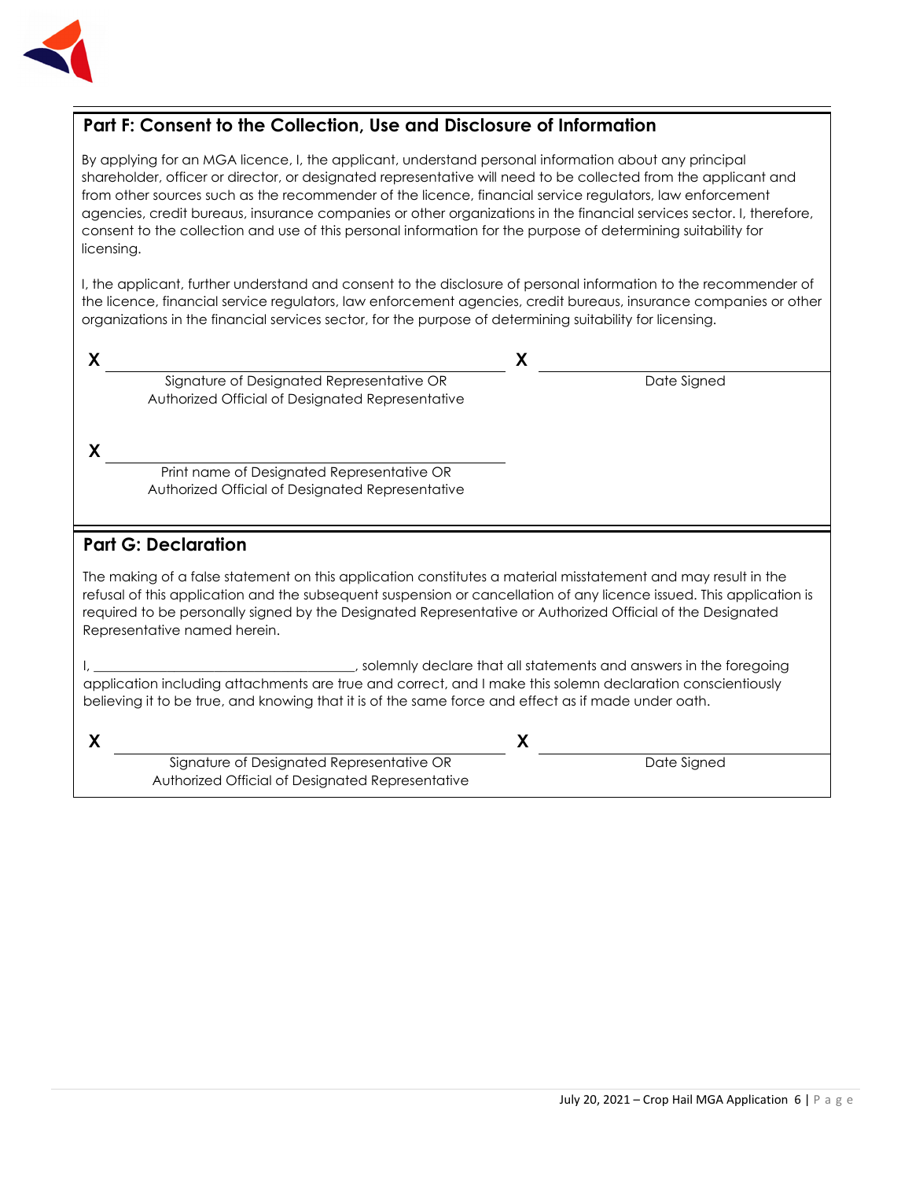## Part F: Consent to the Collection, Use and Disclosure of Information

By applying for an MGA licence, I, the applicant, understand personal information about any principal shareholder, officer or director, or designated representative will need to be collected from the applicant and from other sources such as the recommender of the licence, financial service regulators, law enforcement agencies, credit bureaus, insurance companies or other organizations in the financial services sector. I, therefore, consent to the collection and use of this personal information for the purpose of determining suitability for licensing.

I, the applicant, further understand and consent to the disclosure of personal information to the recommender of the licence, financial service regulators, law enforcement agencies, credit bureaus, insurance companies or other organizations in the financial services sector, for the purpose of determining suitability for licensing.

**X** ______________________________________
Signature of Designated Representative OR Authorized Official of Designated Representative

**X** ____________________
Date Signed

**X** ______________________________________
Print name of Designated Representative OR Authorized Official of Designated Representative

## Part G: Declaration

The making of a false statement on this application constitutes a material misstatement and may result in the refusal of this application and the subsequent suspension or cancellation of any licence issued. This application is required to be personally signed by the Designated Representative or Authorized Official of the Designated Representative named herein.

I, ___________________________________, solemnly declare that all statements and answers in the foregoing application including attachments are true and correct, and I make this solemn declaration conscientiously believing it to be true, and knowing that it is of the same force and effect as if made under oath.

**X** ______________________________________
Signature of Designated Representative OR Authorized Official of Designated Representative

**X** ____________________
Date Signed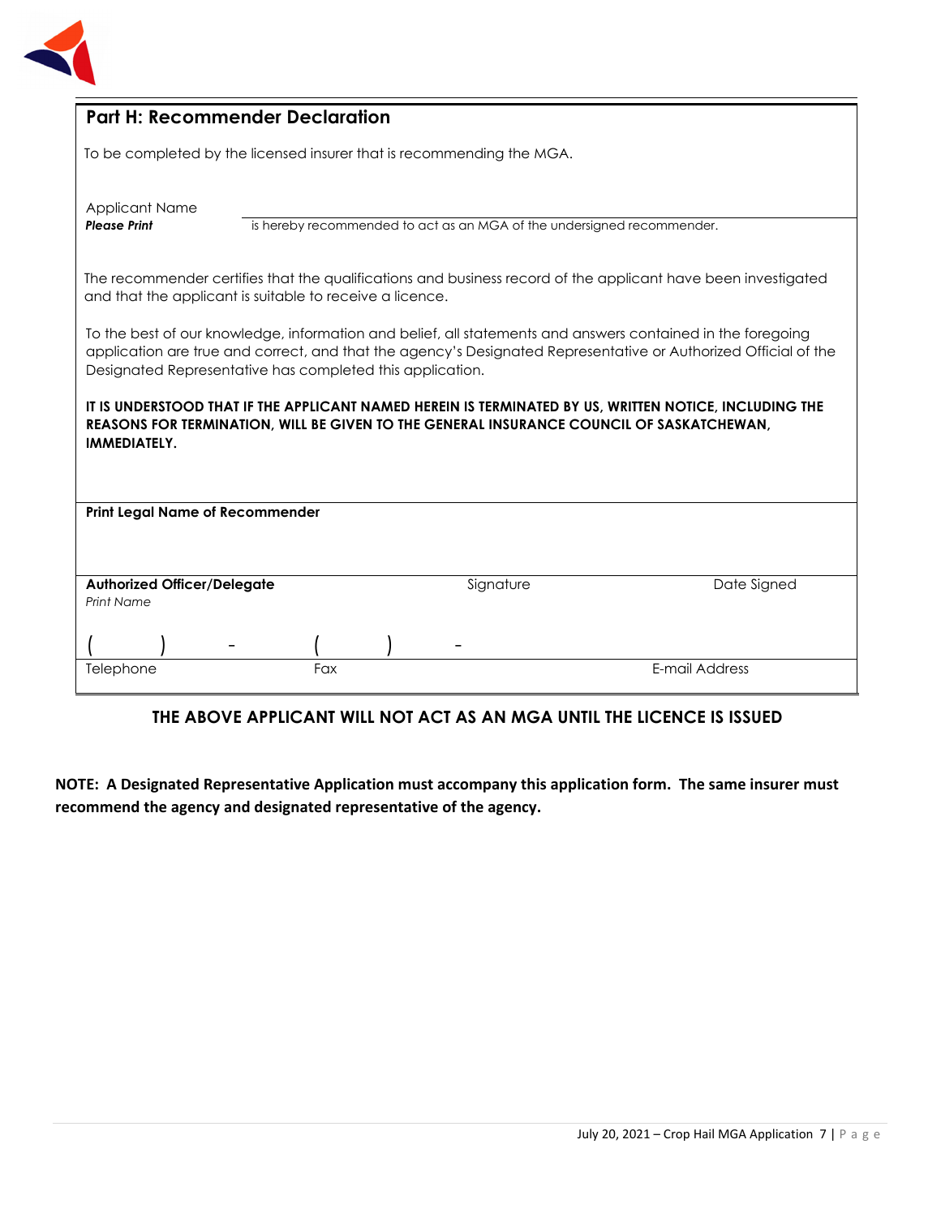## Part H: Recommender Declaration

To be completed by the licensed insurer that is recommending the MGA.

Applicant Name
***Please Print*** \_\_\_\_\_\_\_\_\_\_\_\_\_\_\_\_\_\_\_\_\_\_\_\_\_\_\_\_ is hereby recommended to act as an MGA of the undersigned recommender.

The recommender certifies that the qualifications and business record of the applicant have been investigated and that the applicant is suitable to receive a licence.

To the best of our knowledge, information and belief, all statements and answers contained in the foregoing application are true and correct, and that the agency's Designated Representative or Authorized Official of the Designated Representative has completed this application.

**IT IS UNDERSTOOD THAT IF THE APPLICANT NAMED HEREIN IS TERMINATED BY US, WRITTEN NOTICE, INCLUDING THE REASONS FOR TERMINATION, WILL BE GIVEN TO THE GENERAL INSURANCE COUNCIL OF SASKATCHEWAN, IMMEDIATELY.**

**Print Legal Name of Recommender**

| **Authorized Officer/Delegate** *Print Name* | Signature | Date Signed |
|---|---|---|
| (     )     - | (     )     - | |
| Telephone | Fax | E-mail Address |

**THE ABOVE APPLICANT WILL NOT ACT AS AN MGA UNTIL THE LICENCE IS ISSUED**

**NOTE: A Designated Representative Application must accompany this application form. The same insurer must recommend the agency and designated representative of the agency.**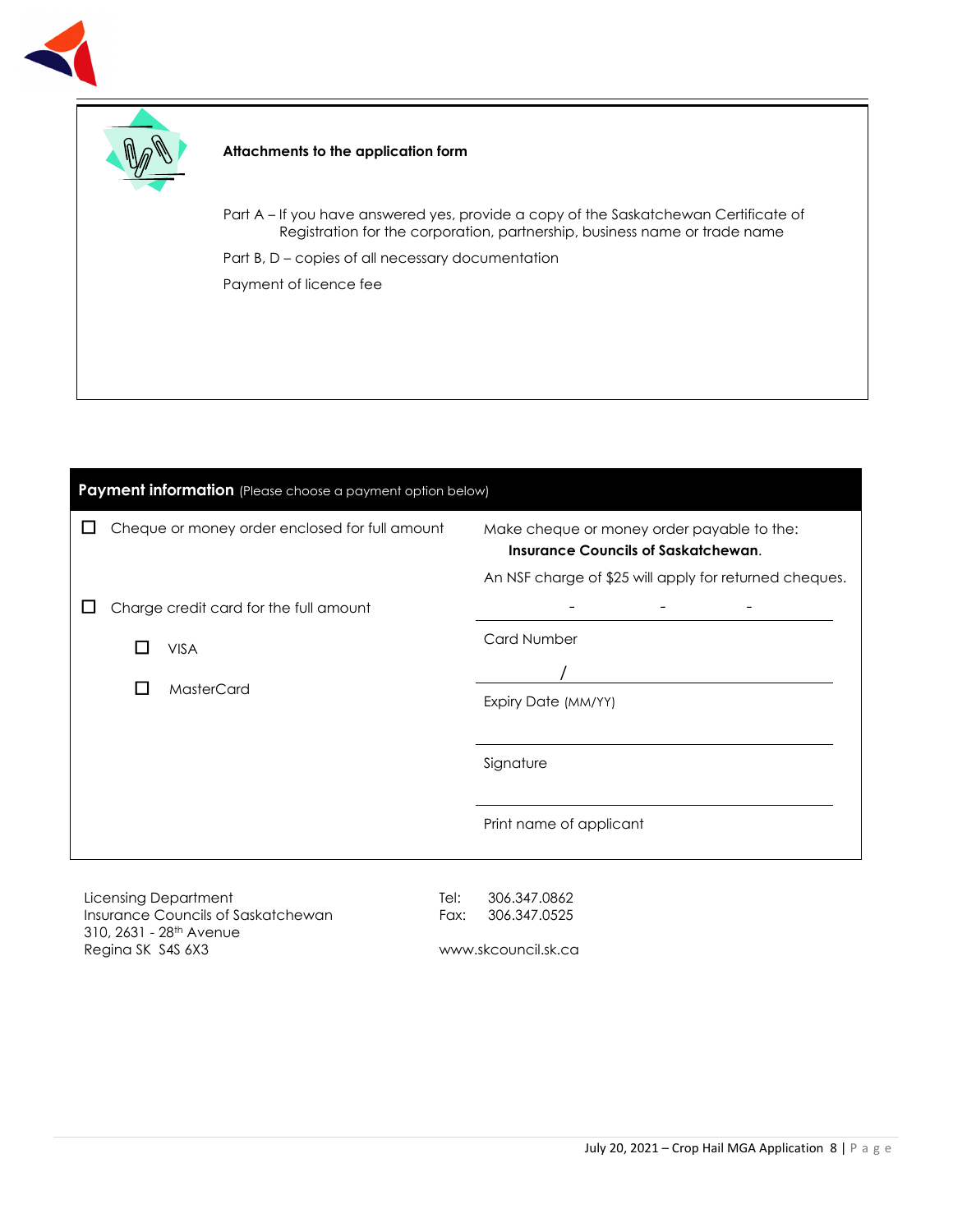**Attachments to the application form**

Part A – If you have answered yes, provide a copy of the Saskatchewan Certificate of Registration for the corporation, partnership, business name or trade name

Part B, D – copies of all necessary documentation

Payment of licence fee

**Payment information** (Please choose a payment option below)

☐ Cheque or money order enclosed for full amount

Make cheque or money order payable to the:
**Insurance Councils of Saskatchewan**.

An NSF charge of $25 will apply for returned cheques.

☐ Charge credit card for the full amount

- ☐ VISA
- ☐ MasterCard

\_\_\_\_ - \_\_\_\_ - \_\_\_\_ - \_\_\_\_
Card Number

\_\_\_\_ / \_\_\_\_
Expiry Date (MM/YY)

\_\_\_\_\_\_\_\_\_\_\_\_\_\_\_\_\_\_\_\_
Signature

\_\_\_\_\_\_\_\_\_\_\_\_\_\_\_\_\_\_\_\_
Print name of applicant

Licensing Department
Insurance Councils of Saskatchewan
310, 2631 - 28th Avenue
Regina SK S4S 6X3

Tel: 306.347.0862
Fax: 306.347.0525

www.skcouncil.sk.ca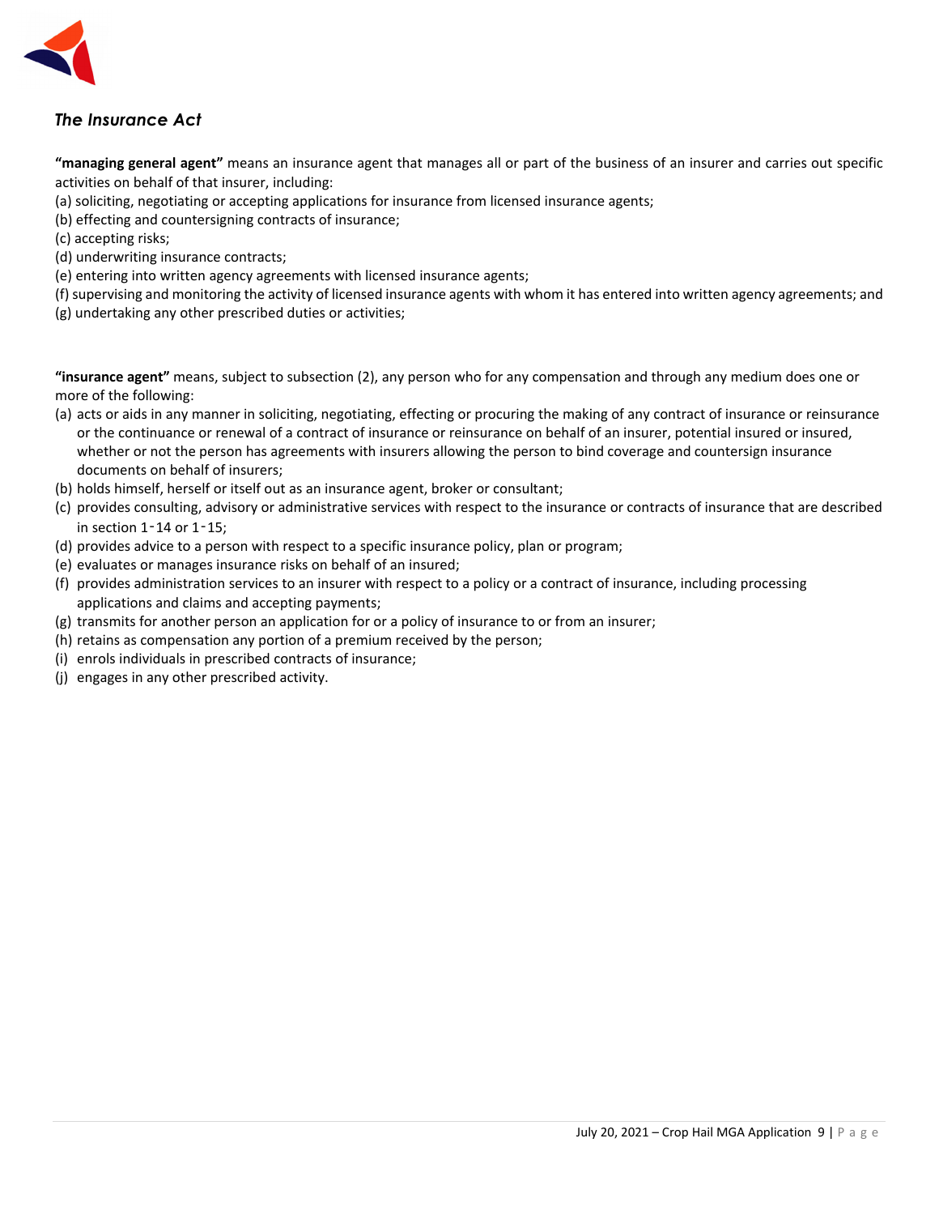## *The Insurance Act*

**"managing general agent"** means an insurance agent that manages all or part of the business of an insurer and carries out specific activities on behalf of that insurer, including:

(a) soliciting, negotiating or accepting applications for insurance from licensed insurance agents;
(b) effecting and countersigning contracts of insurance;
(c) accepting risks;
(d) underwriting insurance contracts;
(e) entering into written agency agreements with licensed insurance agents;
(f) supervising and monitoring the activity of licensed insurance agents with whom it has entered into written agency agreements; and
(g) undertaking any other prescribed duties or activities;

**"insurance agent"** means, subject to subsection (2), any person who for any compensation and through any medium does one or more of the following:

(a) acts or aids in any manner in soliciting, negotiating, effecting or procuring the making of any contract of insurance or reinsurance or the continuance or renewal of a contract of insurance or reinsurance on behalf of an insurer, potential insured or insured, whether or not the person has agreements with insurers allowing the person to bind coverage and countersign insurance documents on behalf of insurers;
(b) holds himself, herself or itself out as an insurance agent, broker or consultant;
(c) provides consulting, advisory or administrative services with respect to the insurance or contracts of insurance that are described in section 1‑14 or 1‑15;
(d) provides advice to a person with respect to a specific insurance policy, plan or program;
(e) evaluates or manages insurance risks on behalf of an insured;
(f) provides administration services to an insurer with respect to a policy or a contract of insurance, including processing applications and claims and accepting payments;
(g) transmits for another person an application for or a policy of insurance to or from an insurer;
(h) retains as compensation any portion of a premium received by the person;
(i) enrols individuals in prescribed contracts of insurance;
(j) engages in any other prescribed activity.